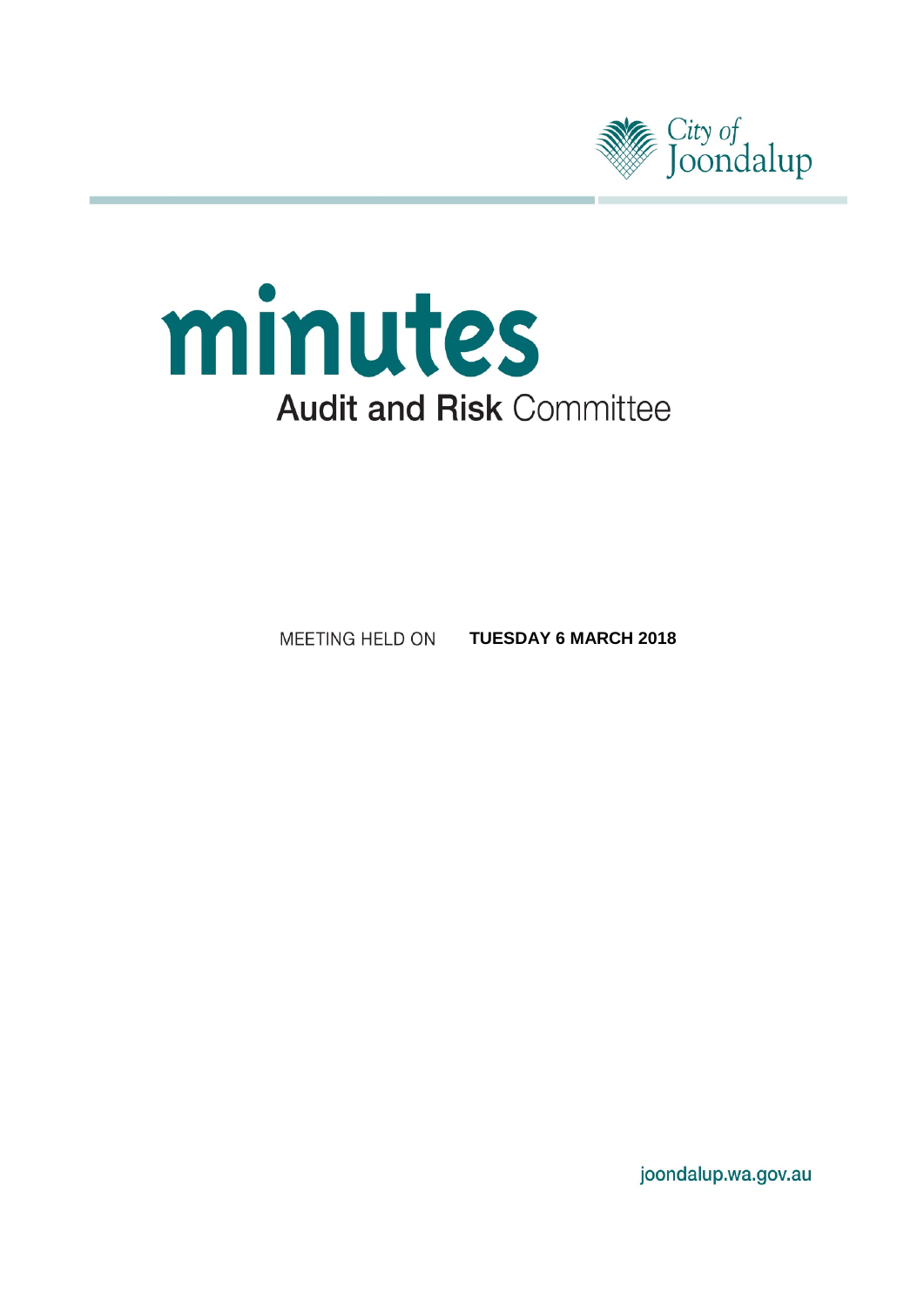City of Joondalup

# minutes

## Audit and Risk Committee

MEETING HELD ON **TUESDAY 6 MARCH 2018**

joondalup.wa.gov.au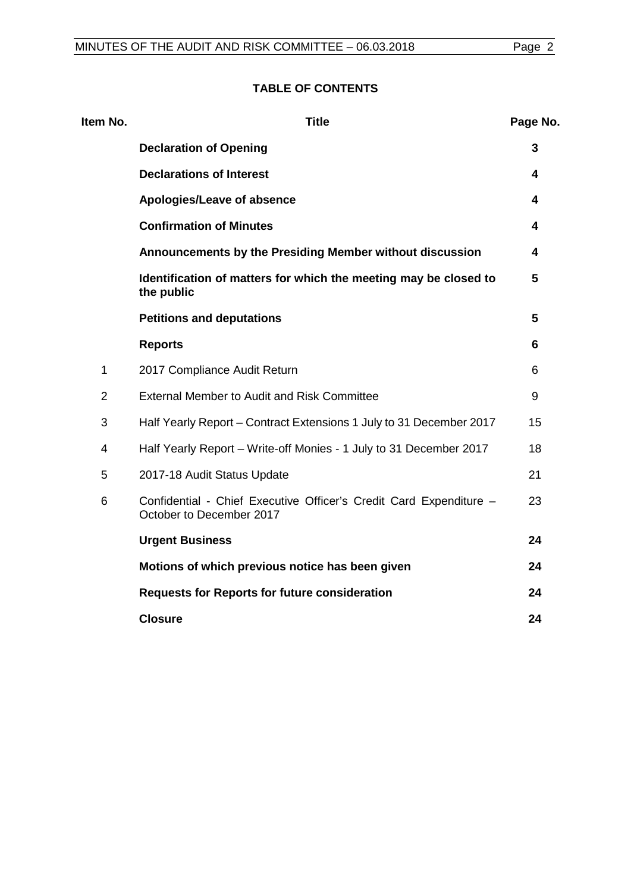## TABLE OF CONTENTS

| Item No. | Title | Page No. |
|---|---|---|
| | **Declaration of Opening** | **3** |
| | **Declarations of Interest** | **4** |
| | **Apologies/Leave of absence** | **4** |
| | **Confirmation of Minutes** | **4** |
| | **Announcements by the Presiding Member without discussion** | **4** |
| | **Identification of matters for which the meeting may be closed to the public** | **5** |
| | **Petitions and deputations** | **5** |
| | **Reports** | **6** |
| 1 | 2017 Compliance Audit Return | 6 |
| 2 | External Member to Audit and Risk Committee | 9 |
| 3 | Half Yearly Report – Contract Extensions 1 July to 31 December 2017 | 15 |
| 4 | Half Yearly Report – Write-off Monies - 1 July to 31 December 2017 | 18 |
| 5 | 2017-18 Audit Status Update | 21 |
| 6 | Confidential - Chief Executive Officer's Credit Card Expenditure – October to December 2017 | 23 |
| | **Urgent Business** | **24** |
| | **Motions of which previous notice has been given** | **24** |
| | **Requests for Reports for future consideration** | **24** |
| | **Closure** | **24** |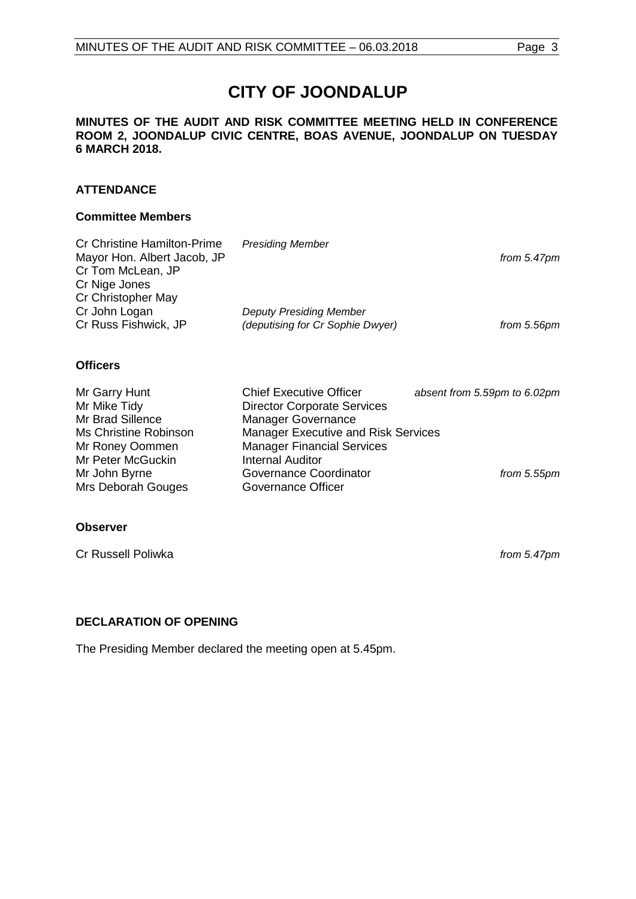# CITY OF JOONDALUP

**MINUTES OF THE AUDIT AND RISK COMMITTEE MEETING HELD IN CONFERENCE ROOM 2, JOONDALUP CIVIC CENTRE, BOAS AVENUE, JOONDALUP ON TUESDAY 6 MARCH 2018.**

### ATTENDANCE

#### Committee Members

| | | |
|---|---|---|
| Cr Christine Hamilton-Prime | *Presiding Member* | |
| Mayor Hon. Albert Jacob, JP | | *from 5.47pm* |
| Cr Tom McLean, JP | | |
| Cr Nige Jones | | |
| Cr Christopher May | | |
| Cr John Logan | *Deputy Presiding Member* | |
| Cr Russ Fishwick, JP | *(deputising for Cr Sophie Dwyer)* | *from 5.56pm* |

#### Officers

| | | |
|---|---|---|
| Mr Garry Hunt | Chief Executive Officer | *absent from 5.59pm to 6.02pm* |
| Mr Mike Tidy | Director Corporate Services | |
| Mr Brad Sillence | Manager Governance | |
| Ms Christine Robinson | Manager Executive and Risk Services | |
| Mr Roney Oommen | Manager Financial Services | |
| Mr Peter McGuckin | Internal Auditor | |
| Mr John Byrne | Governance Coordinator | *from 5.55pm* |
| Mrs Deborah Gouges | Governance Officer | |

#### Observer

Cr Russell Poliwka *from 5.47pm*

### DECLARATION OF OPENING

The Presiding Member declared the meeting open at 5.45pm.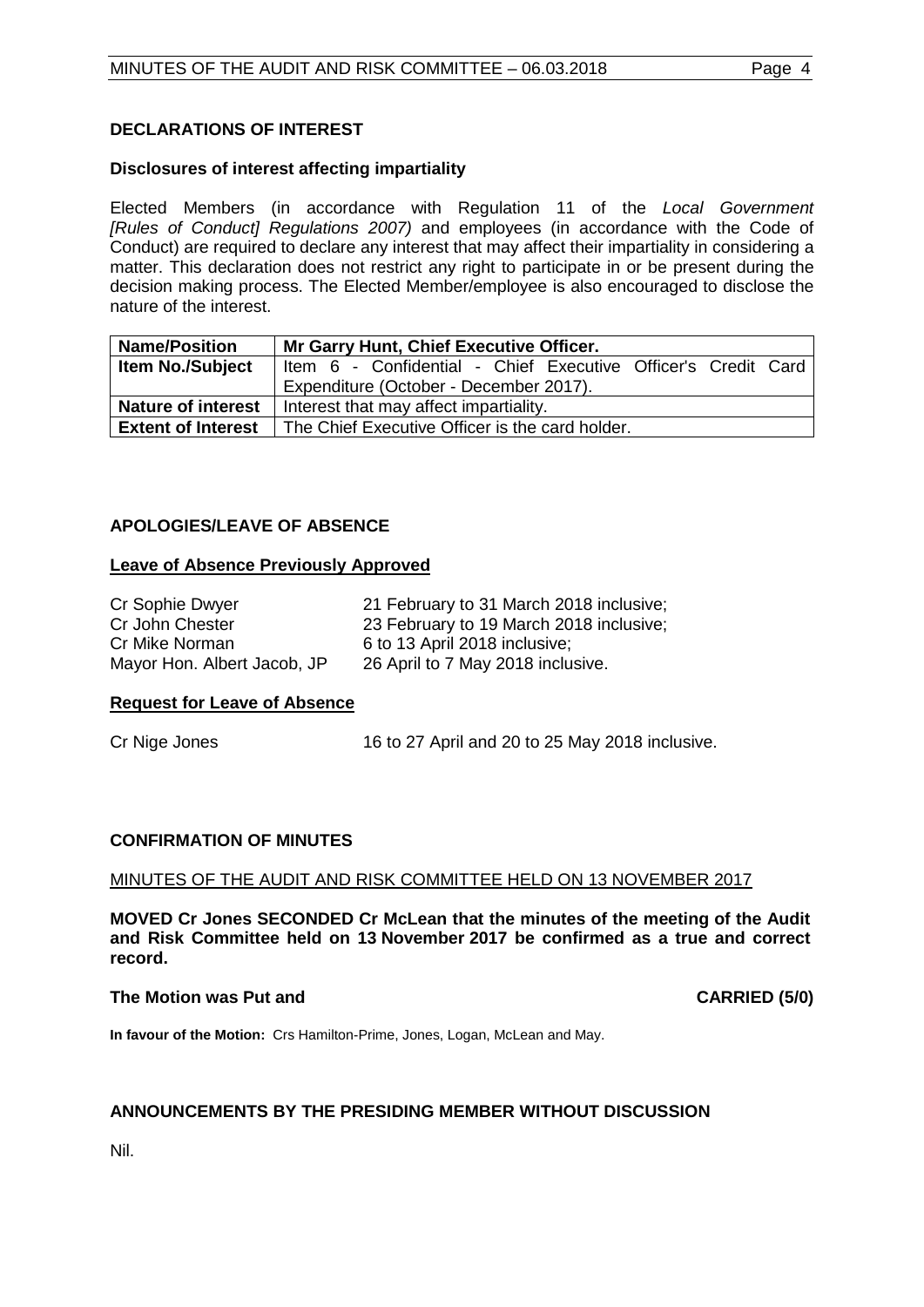## DECLARATIONS OF INTEREST

### Disclosures of interest affecting impartiality

Elected Members (in accordance with Regulation 11 of the *Local Government [Rules of Conduct] Regulations 2007)* and employees (in accordance with the Code of Conduct) are required to declare any interest that may affect their impartiality in considering a matter. This declaration does not restrict any right to participate in or be present during the decision making process. The Elected Member/employee is also encouraged to disclose the nature of the interest.

| **Name/Position** | **Mr Garry Hunt, Chief Executive Officer.** |
|---|---|
| **Item No./Subject** | Item 6 - Confidential - Chief Executive Officer's Credit Card Expenditure (October - December 2017). |
| **Nature of interest** | Interest that may affect impartiality. |
| **Extent of Interest** | The Chief Executive Officer is the card holder. |

## APOLOGIES/LEAVE OF ABSENCE

### Leave of Absence Previously Approved

| | |
|---|---|
| Cr Sophie Dwyer | 21 February to 31 March 2018 inclusive; |
| Cr John Chester | 23 February to 19 March 2018 inclusive; |
| Cr Mike Norman | 6 to 13 April 2018 inclusive; |
| Mayor Hon. Albert Jacob, JP | 26 April to 7 May 2018 inclusive. |

### Request for Leave of Absence

Cr Nige Jones — 16 to 27 April and 20 to 25 May 2018 inclusive.

## CONFIRMATION OF MINUTES

MINUTES OF THE AUDIT AND RISK COMMITTEE HELD ON 13 NOVEMBER 2017

**MOVED Cr Jones SECONDED Cr McLean that the minutes of the meeting of the Audit and Risk Committee held on 13 November 2017 be confirmed as a true and correct record.**

**The Motion was Put and CARRIED (5/0)**

**In favour of the Motion:** Crs Hamilton-Prime, Jones, Logan, McLean and May.

## ANNOUNCEMENTS BY THE PRESIDING MEMBER WITHOUT DISCUSSION

Nil.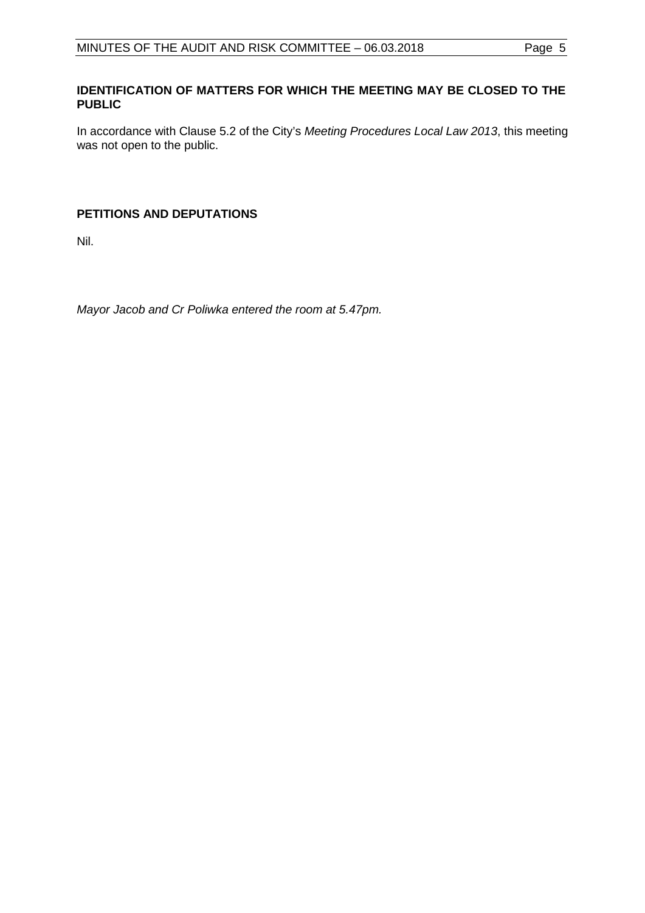## IDENTIFICATION OF MATTERS FOR WHICH THE MEETING MAY BE CLOSED TO THE PUBLIC

In accordance with Clause 5.2 of the City's *Meeting Procedures Local Law 2013*, this meeting was not open to the public.

## PETITIONS AND DEPUTATIONS

Nil.

*Mayor Jacob and Cr Poliwka entered the room at 5.47pm.*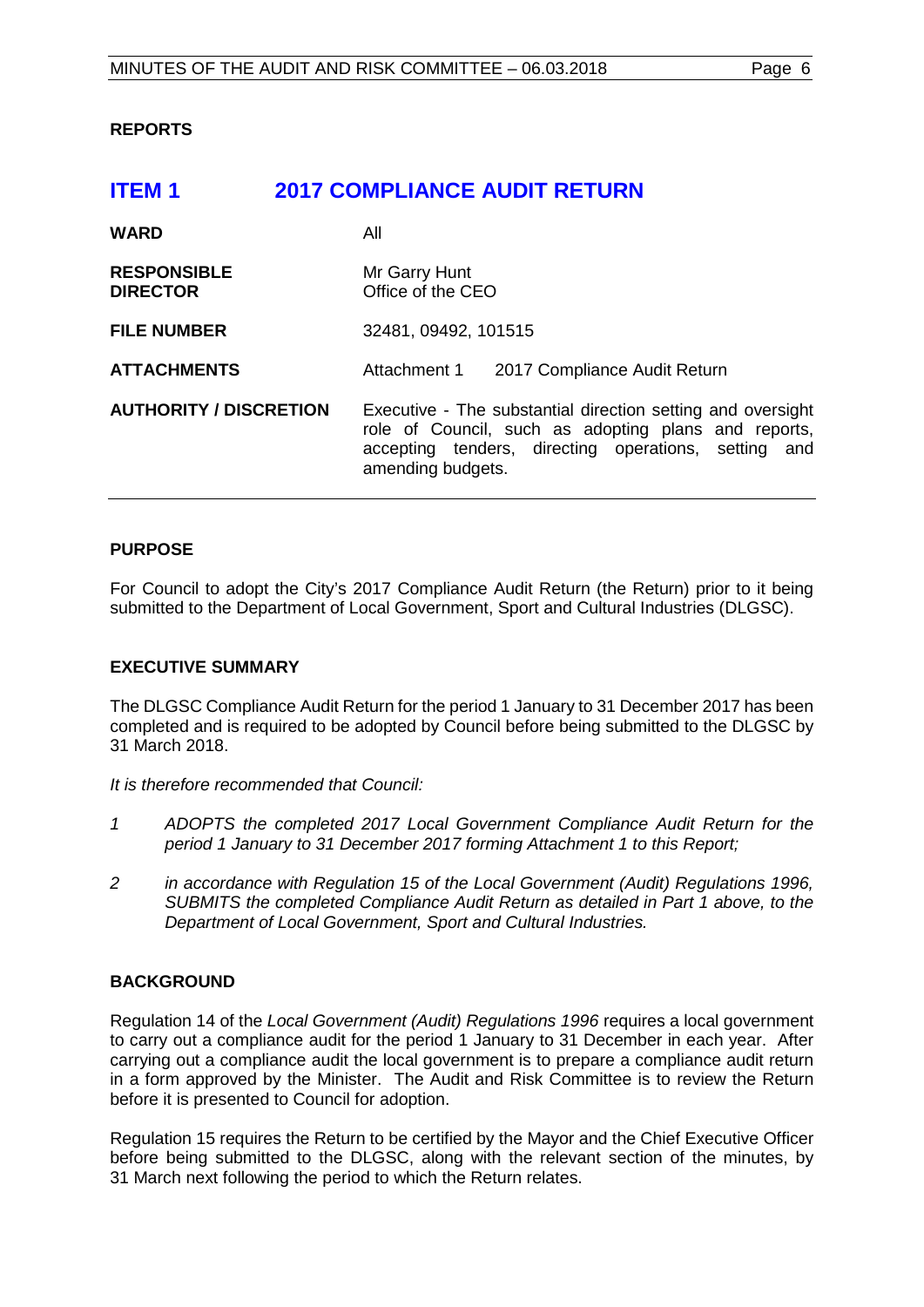## REPORTS

# ITEM 1 2017 COMPLIANCE AUDIT RETURN

| | |
|---|---|
| **WARD** | All |
| **RESPONSIBLE DIRECTOR** | Mr Garry Hunt<br>Office of the CEO |
| **FILE NUMBER** | 32481, 09492, 101515 |
| **ATTACHMENTS** | Attachment 1 2017 Compliance Audit Return |
| **AUTHORITY / DISCRETION** | Executive - The substantial direction setting and oversight role of Council, such as adopting plans and reports, accepting tenders, directing operations, setting and amending budgets. |

### PURPOSE

For Council to adopt the City's 2017 Compliance Audit Return (the Return) prior to it being submitted to the Department of Local Government, Sport and Cultural Industries (DLGSC).

### EXECUTIVE SUMMARY

The DLGSC Compliance Audit Return for the period 1 January to 31 December 2017 has been completed and is required to be adopted by Council before being submitted to the DLGSC by 31 March 2018.

*It is therefore recommended that Council:*

*1 ADOPTS the completed 2017 Local Government Compliance Audit Return for the period 1 January to 31 December 2017 forming Attachment 1 to this Report;*

*2 in accordance with Regulation 15 of the Local Government (Audit) Regulations 1996, SUBMITS the completed Compliance Audit Return as detailed in Part 1 above, to the Department of Local Government, Sport and Cultural Industries.*

### BACKGROUND

Regulation 14 of the *Local Government (Audit) Regulations 1996* requires a local government to carry out a compliance audit for the period 1 January to 31 December in each year. After carrying out a compliance audit the local government is to prepare a compliance audit return in a form approved by the Minister. The Audit and Risk Committee is to review the Return before it is presented to Council for adoption.

Regulation 15 requires the Return to be certified by the Mayor and the Chief Executive Officer before being submitted to the DLGSC, along with the relevant section of the minutes, by 31 March next following the period to which the Return relates.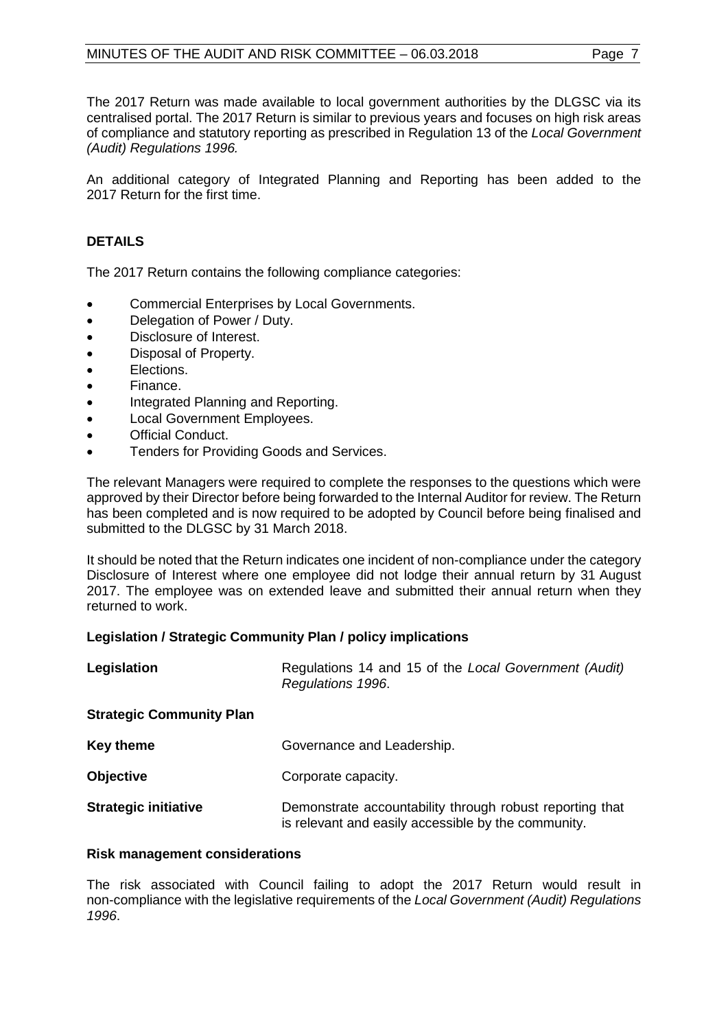The 2017 Return was made available to local government authorities by the DLGSC via its centralised portal. The 2017 Return is similar to previous years and focuses on high risk areas of compliance and statutory reporting as prescribed in Regulation 13 of the *Local Government (Audit) Regulations 1996.*

An additional category of Integrated Planning and Reporting has been added to the 2017 Return for the first time.

## DETAILS

The 2017 Return contains the following compliance categories:

- Commercial Enterprises by Local Governments.
- Delegation of Power / Duty.
- Disclosure of Interest.
- Disposal of Property.
- Elections.
- Finance.
- Integrated Planning and Reporting.
- Local Government Employees.
- Official Conduct.
- Tenders for Providing Goods and Services.

The relevant Managers were required to complete the responses to the questions which were approved by their Director before being forwarded to the Internal Auditor for review. The Return has been completed and is now required to be adopted by Council before being finalised and submitted to the DLGSC by 31 March 2018.

It should be noted that the Return indicates one incident of non-compliance under the category Disclosure of Interest where one employee did not lodge their annual return by 31 August 2017. The employee was on extended leave and submitted their annual return when they returned to work.

### Legislation / Strategic Community Plan / policy implications

| | |
|---|---|
| **Legislation** | Regulations 14 and 15 of the *Local Government (Audit) Regulations 1996*. |
| **Strategic Community Plan** | |
| **Key theme** | Governance and Leadership. |
| **Objective** | Corporate capacity. |
| **Strategic initiative** | Demonstrate accountability through robust reporting that is relevant and easily accessible by the community. |

### Risk management considerations

The risk associated with Council failing to adopt the 2017 Return would result in non-compliance with the legislative requirements of the *Local Government (Audit) Regulations 1996*.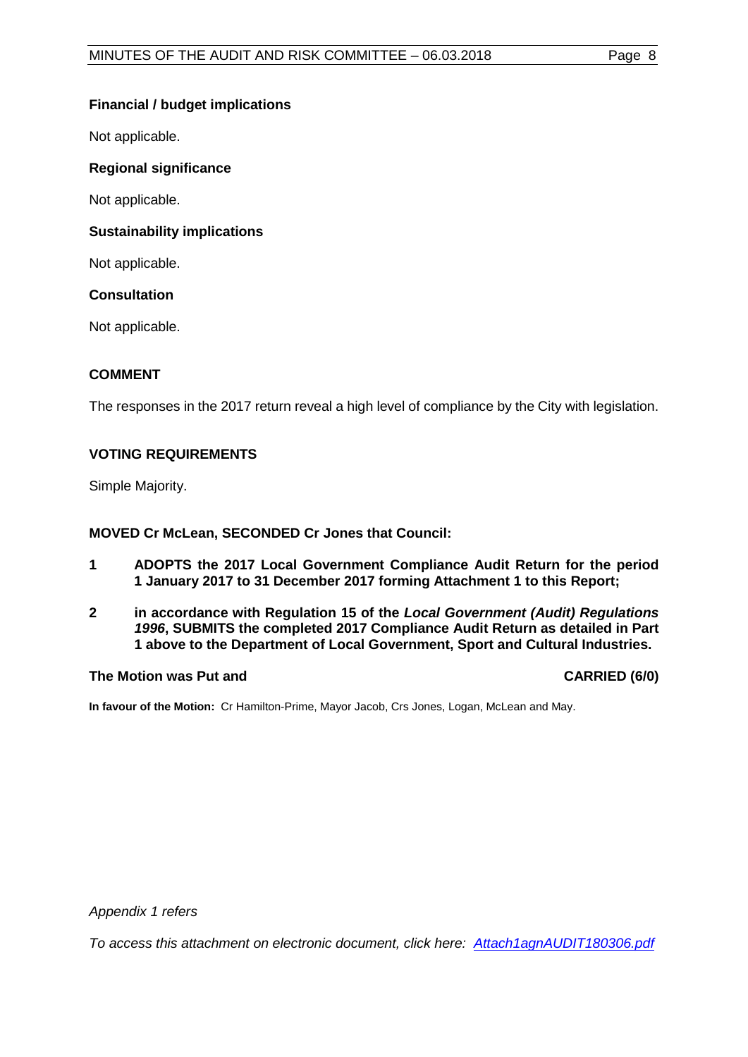**Financial / budget implications**

Not applicable.

**Regional significance**

Not applicable.

**Sustainability implications**

Not applicable.

**Consultation**

Not applicable.

## COMMENT

The responses in the 2017 return reveal a high level of compliance by the City with legislation.

## VOTING REQUIREMENTS

Simple Majority.

**MOVED Cr McLean, SECONDED Cr Jones that Council:**

**1 ADOPTS the 2017 Local Government Compliance Audit Return for the period 1 January 2017 to 31 December 2017 forming Attachment 1 to this Report;**

**2 in accordance with Regulation 15 of the *Local Government (Audit) Regulations 1996*, SUBMITS the completed 2017 Compliance Audit Return as detailed in Part 1 above to the Department of Local Government, Sport and Cultural Industries.**

**The Motion was Put and CARRIED (6/0)**

**In favour of the Motion:** Cr Hamilton-Prime, Mayor Jacob, Crs Jones, Logan, McLean and May.

*Appendix 1 refers*

*To access this attachment on electronic document, click here: Attach1agnAUDIT180306.pdf*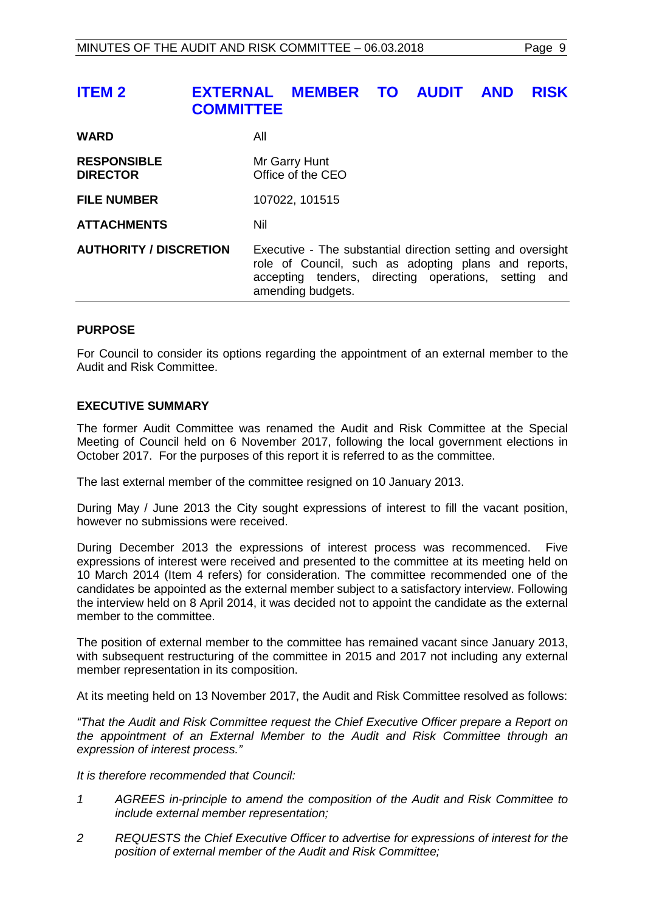## ITEM 2 EXTERNAL MEMBER TO AUDIT AND RISK COMMITTEE

| | |
|---|---|
| **WARD** | All |
| **RESPONSIBLE DIRECTOR** | Mr Garry Hunt<br>Office of the CEO |
| **FILE NUMBER** | 107022, 101515 |
| **ATTACHMENTS** | Nil |
| **AUTHORITY / DISCRETION** | Executive - The substantial direction setting and oversight role of Council, such as adopting plans and reports, accepting tenders, directing operations, setting and amending budgets. |

### PURPOSE

For Council to consider its options regarding the appointment of an external member to the Audit and Risk Committee.

### EXECUTIVE SUMMARY

The former Audit Committee was renamed the Audit and Risk Committee at the Special Meeting of Council held on 6 November 2017, following the local government elections in October 2017. For the purposes of this report it is referred to as the committee.

The last external member of the committee resigned on 10 January 2013.

During May / June 2013 the City sought expressions of interest to fill the vacant position, however no submissions were received.

During December 2013 the expressions of interest process was recommenced. Five expressions of interest were received and presented to the committee at its meeting held on 10 March 2014 (Item 4 refers) for consideration. The committee recommended one of the candidates be appointed as the external member subject to a satisfactory interview. Following the interview held on 8 April 2014, it was decided not to appoint the candidate as the external member to the committee.

The position of external member to the committee has remained vacant since January 2013, with subsequent restructuring of the committee in 2015 and 2017 not including any external member representation in its composition.

At its meeting held on 13 November 2017, the Audit and Risk Committee resolved as follows:

*"That the Audit and Risk Committee request the Chief Executive Officer prepare a Report on the appointment of an External Member to the Audit and Risk Committee through an expression of interest process."*

*It is therefore recommended that Council:*

1. *AGREES in-principle to amend the composition of the Audit and Risk Committee to include external member representation;*
2. *REQUESTS the Chief Executive Officer to advertise for expressions of interest for the position of external member of the Audit and Risk Committee;*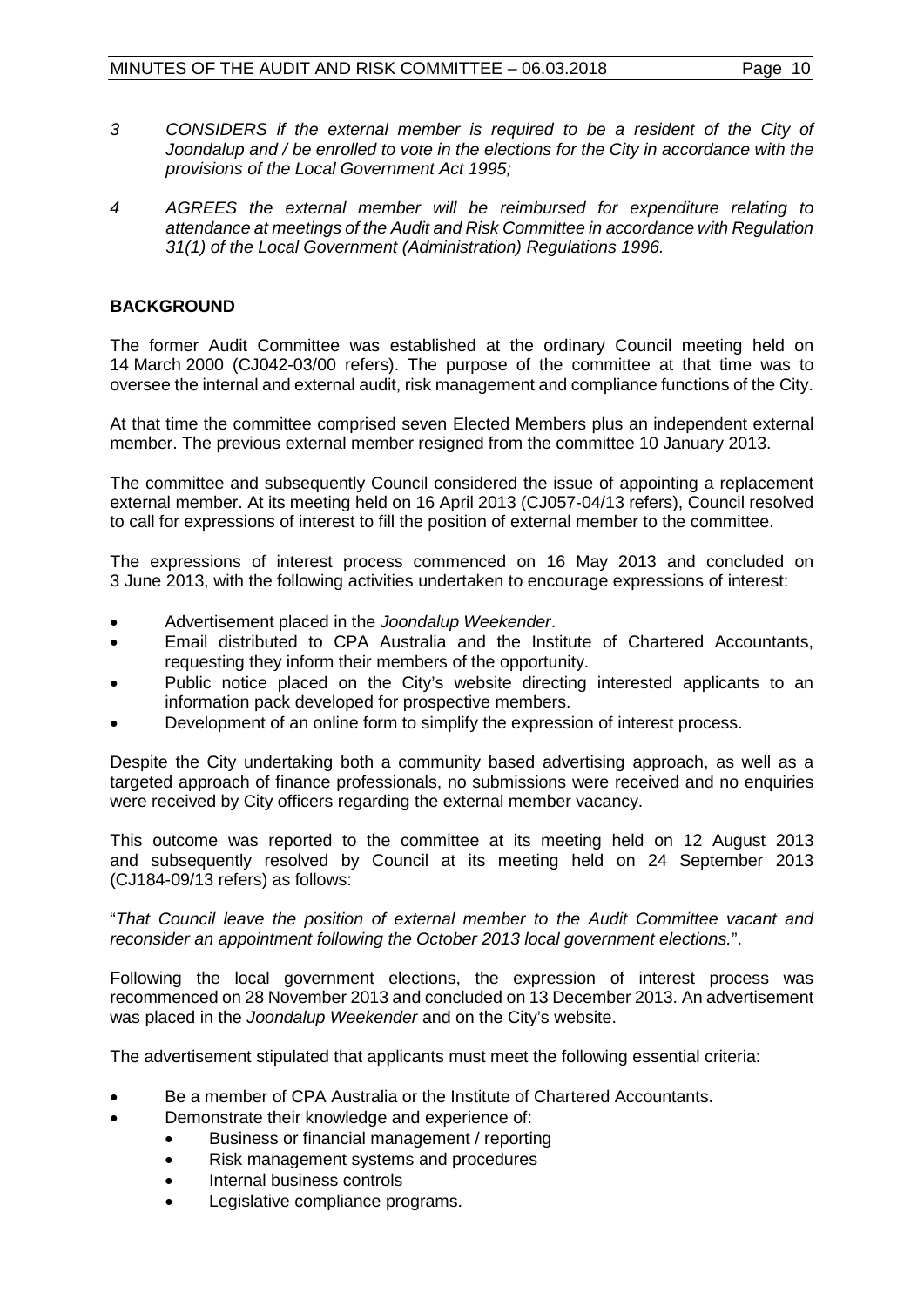3 *CONSIDERS if the external member is required to be a resident of the City of Joondalup and / be enrolled to vote in the elections for the City in accordance with the provisions of the Local Government Act 1995;*

4 *AGREES the external member will be reimbursed for expenditure relating to attendance at meetings of the Audit and Risk Committee in accordance with Regulation 31(1) of the Local Government (Administration) Regulations 1996.*

## BACKGROUND

The former Audit Committee was established at the ordinary Council meeting held on 14 March 2000 (CJ042-03/00 refers). The purpose of the committee at that time was to oversee the internal and external audit, risk management and compliance functions of the City.

At that time the committee comprised seven Elected Members plus an independent external member. The previous external member resigned from the committee 10 January 2013.

The committee and subsequently Council considered the issue of appointing a replacement external member. At its meeting held on 16 April 2013 (CJ057-04/13 refers), Council resolved to call for expressions of interest to fill the position of external member to the committee.

The expressions of interest process commenced on 16 May 2013 and concluded on 3 June 2013, with the following activities undertaken to encourage expressions of interest:

- Advertisement placed in the *Joondalup Weekender*.
- Email distributed to CPA Australia and the Institute of Chartered Accountants, requesting they inform their members of the opportunity.
- Public notice placed on the City's website directing interested applicants to an information pack developed for prospective members.
- Development of an online form to simplify the expression of interest process.

Despite the City undertaking both a community based advertising approach, as well as a targeted approach of finance professionals, no submissions were received and no enquiries were received by City officers regarding the external member vacancy.

This outcome was reported to the committee at its meeting held on 12 August 2013 and subsequently resolved by Council at its meeting held on 24 September 2013 (CJ184-09/13 refers) as follows:

"*That Council leave the position of external member to the Audit Committee vacant and reconsider an appointment following the October 2013 local government elections.*".

Following the local government elections, the expression of interest process was recommenced on 28 November 2013 and concluded on 13 December 2013. An advertisement was placed in the *Joondalup Weekender* and on the City's website.

The advertisement stipulated that applicants must meet the following essential criteria:

- Be a member of CPA Australia or the Institute of Chartered Accountants.
- Demonstrate their knowledge and experience of:
  - Business or financial management / reporting
  - Risk management systems and procedures
  - Internal business controls
  - Legislative compliance programs.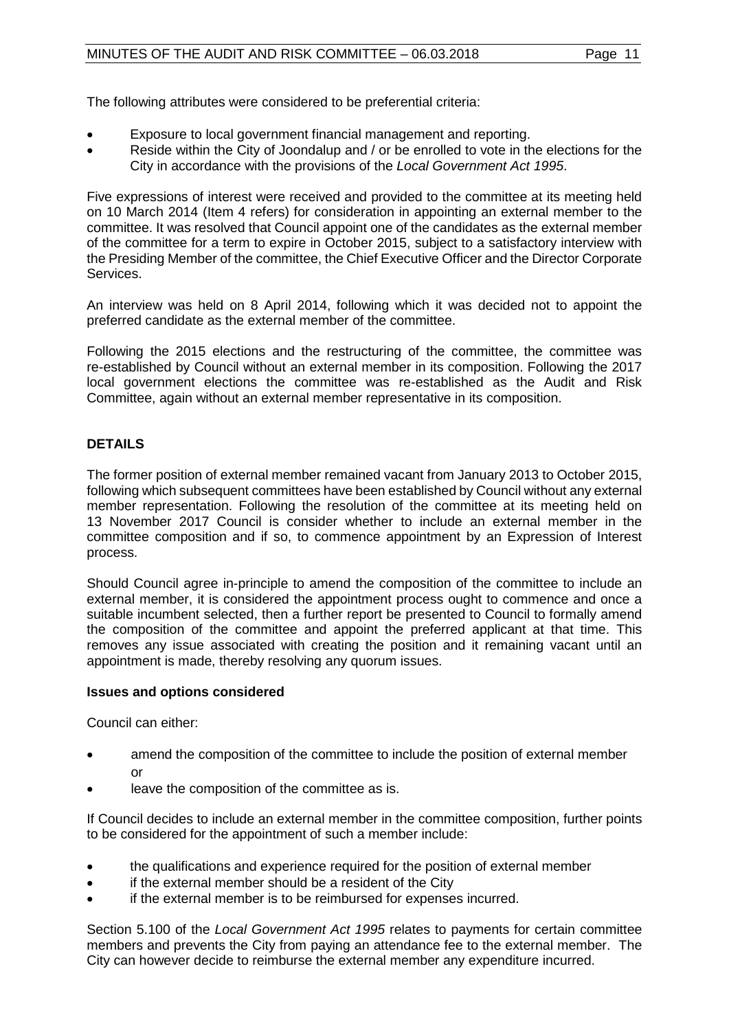The following attributes were considered to be preferential criteria:

- Exposure to local government financial management and reporting.
- Reside within the City of Joondalup and / or be enrolled to vote in the elections for the City in accordance with the provisions of the *Local Government Act 1995*.

Five expressions of interest were received and provided to the committee at its meeting held on 10 March 2014 (Item 4 refers) for consideration in appointing an external member to the committee. It was resolved that Council appoint one of the candidates as the external member of the committee for a term to expire in October 2015, subject to a satisfactory interview with the Presiding Member of the committee, the Chief Executive Officer and the Director Corporate Services.

An interview was held on 8 April 2014, following which it was decided not to appoint the preferred candidate as the external member of the committee.

Following the 2015 elections and the restructuring of the committee, the committee was re-established by Council without an external member in its composition. Following the 2017 local government elections the committee was re-established as the Audit and Risk Committee, again without an external member representative in its composition.

## DETAILS

The former position of external member remained vacant from January 2013 to October 2015, following which subsequent committees have been established by Council without any external member representation. Following the resolution of the committee at its meeting held on 13 November 2017 Council is consider whether to include an external member in the committee composition and if so, to commence appointment by an Expression of Interest process.

Should Council agree in-principle to amend the composition of the committee to include an external member, it is considered the appointment process ought to commence and once a suitable incumbent selected, then a further report be presented to Council to formally amend the composition of the committee and appoint the preferred applicant at that time. This removes any issue associated with creating the position and it remaining vacant until an appointment is made, thereby resolving any quorum issues.

### Issues and options considered

Council can either:

- amend the composition of the committee to include the position of external member or
- leave the composition of the committee as is.

If Council decides to include an external member in the committee composition, further points to be considered for the appointment of such a member include:

- the qualifications and experience required for the position of external member
- if the external member should be a resident of the City
- if the external member is to be reimbursed for expenses incurred.

Section 5.100 of the *Local Government Act 1995* relates to payments for certain committee members and prevents the City from paying an attendance fee to the external member. The City can however decide to reimburse the external member any expenditure incurred.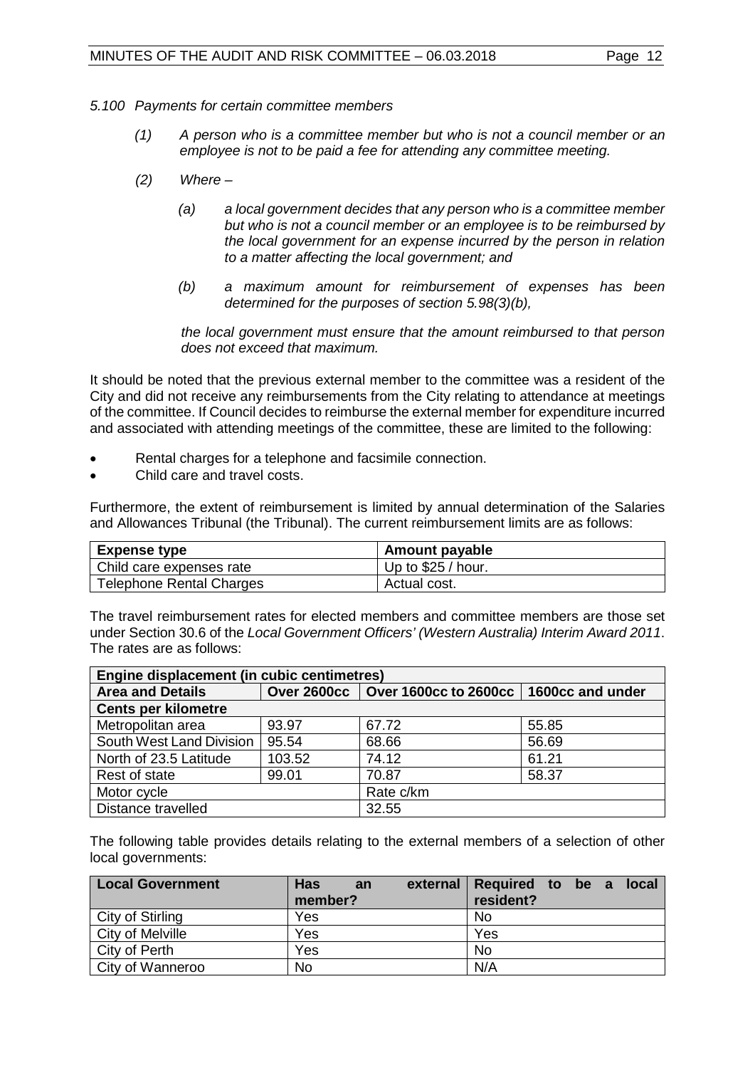*5.100 Payments for certain committee members*

*(1) A person who is a committee member but who is not a council member or an employee is not to be paid a fee for attending any committee meeting.*

*(2) Where –*

*(a) a local government decides that any person who is a committee member but who is not a council member or an employee is to be reimbursed by the local government for an expense incurred by the person in relation to a matter affecting the local government; and*

*(b) a maximum amount for reimbursement of expenses has been determined for the purposes of section 5.98(3)(b),*

*the local government must ensure that the amount reimbursed to that person does not exceed that maximum.*

It should be noted that the previous external member to the committee was a resident of the City and did not receive any reimbursements from the City relating to attendance at meetings of the committee. If Council decides to reimburse the external member for expenditure incurred and associated with attending meetings of the committee, these are limited to the following:

- Rental charges for a telephone and facsimile connection.
- Child care and travel costs.

Furthermore, the extent of reimbursement is limited by annual determination of the Salaries and Allowances Tribunal (the Tribunal). The current reimbursement limits are as follows:

| Expense type | Amount payable |
|---|---|
| Child care expenses rate | Up to $25 / hour. |
| Telephone Rental Charges | Actual cost. |

The travel reimbursement rates for elected members and committee members are those set under Section 30.6 of the *Local Government Officers' (Western Australia) Interim Award 2011*. The rates are as follows:

| Engine displacement (in cubic centimetres) | | | |
|---|---|---|---|
| **Area and Details** | **Over 2600cc** | **Over 1600cc to 2600cc** | **1600cc and under** |
| **Cents per kilometre** | | | |
| Metropolitan area | 93.97 | 67.72 | 55.85 |
| South West Land Division | 95.54 | 68.66 | 56.69 |
| North of 23.5 Latitude | 103.52 | 74.12 | 61.21 |
| Rest of state | 99.01 | 70.87 | 58.37 |
| Motor cycle | | Rate c/km | |
| Distance travelled | | 32.55 | |

The following table provides details relating to the external members of a selection of other local governments:

| Local Government | Has an external member? | Required to be a local resident? |
|---|---|---|
| City of Stirling | Yes | No |
| City of Melville | Yes | Yes |
| City of Perth | Yes | No |
| City of Wanneroo | No | N/A |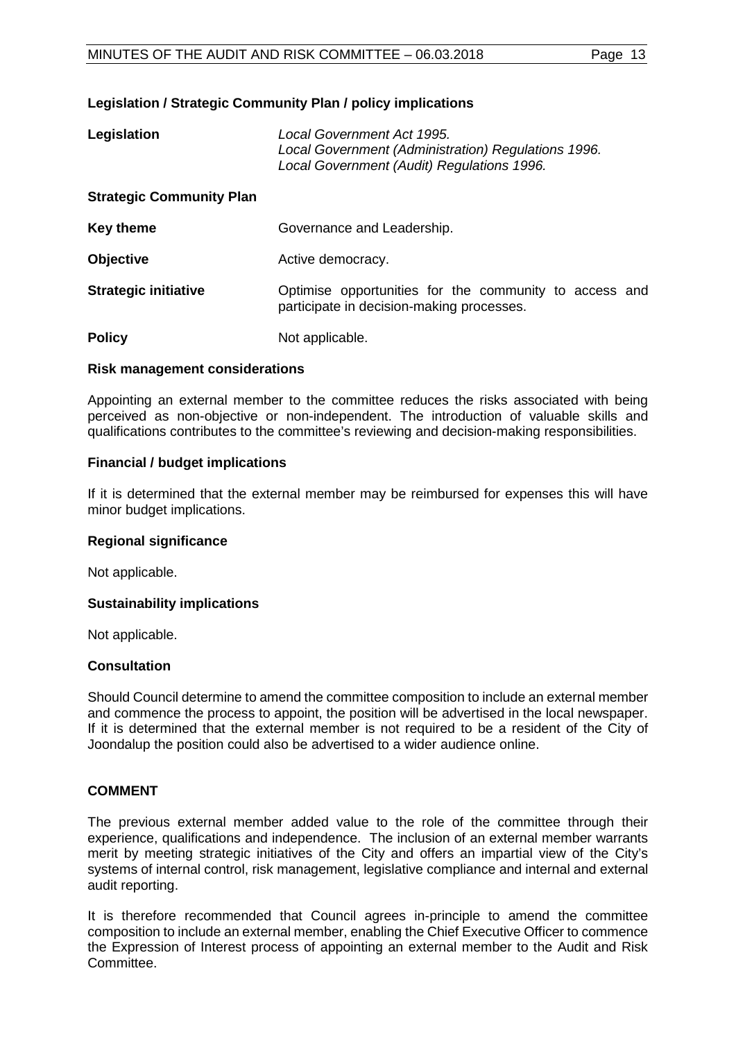**Legislation / Strategic Community Plan / policy implications**

| | |
|---|---|
| **Legislation** | *Local Government Act 1995.*<br>*Local Government (Administration) Regulations 1996.*<br>*Local Government (Audit) Regulations 1996.* |
| **Strategic Community Plan** | |
| **Key theme** | Governance and Leadership. |
| **Objective** | Active democracy. |
| **Strategic initiative** | Optimise opportunities for the community to access and participate in decision-making processes. |
| **Policy** | Not applicable. |

**Risk management considerations**

Appointing an external member to the committee reduces the risks associated with being perceived as non-objective or non-independent. The introduction of valuable skills and qualifications contributes to the committee's reviewing and decision-making responsibilities.

**Financial / budget implications**

If it is determined that the external member may be reimbursed for expenses this will have minor budget implications.

**Regional significance**

Not applicable.

**Sustainability implications**

Not applicable.

**Consultation**

Should Council determine to amend the committee composition to include an external member and commence the process to appoint, the position will be advertised in the local newspaper. If it is determined that the external member is not required to be a resident of the City of Joondalup the position could also be advertised to a wider audience online.

**COMMENT**

The previous external member added value to the role of the committee through their experience, qualifications and independence. The inclusion of an external member warrants merit by meeting strategic initiatives of the City and offers an impartial view of the City's systems of internal control, risk management, legislative compliance and internal and external audit reporting.

It is therefore recommended that Council agrees in-principle to amend the committee composition to include an external member, enabling the Chief Executive Officer to commence the Expression of Interest process of appointing an external member to the Audit and Risk Committee.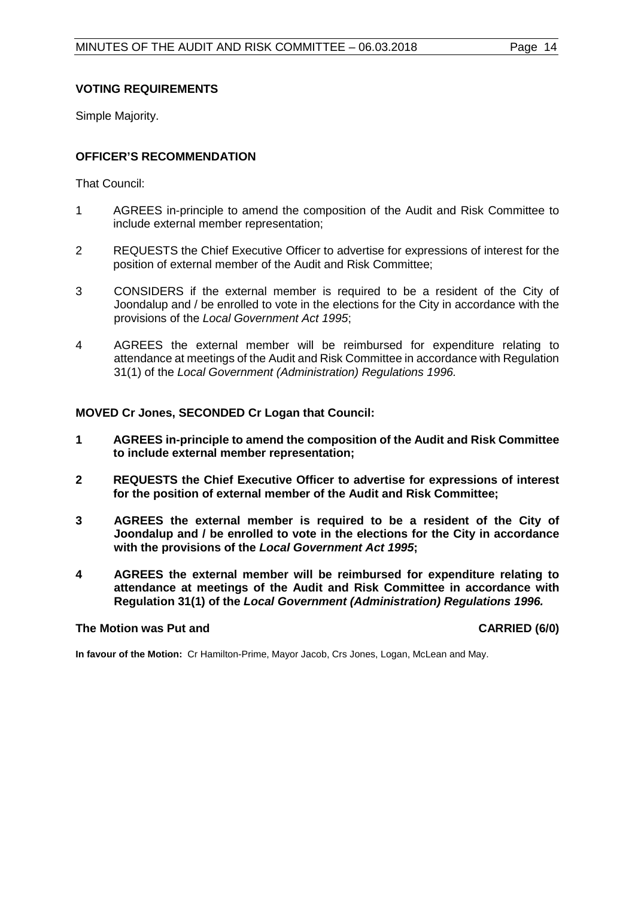**VOTING REQUIREMENTS**

Simple Majority.

**OFFICER'S RECOMMENDATION**

That Council:

1 AGREES in-principle to amend the composition of the Audit and Risk Committee to include external member representation;

2 REQUESTS the Chief Executive Officer to advertise for expressions of interest for the position of external member of the Audit and Risk Committee;

3 CONSIDERS if the external member is required to be a resident of the City of Joondalup and / be enrolled to vote in the elections for the City in accordance with the provisions of the *Local Government Act 1995*;

4 AGREES the external member will be reimbursed for expenditure relating to attendance at meetings of the Audit and Risk Committee in accordance with Regulation 31(1) of the *Local Government (Administration) Regulations 1996.*

**MOVED Cr Jones, SECONDED Cr Logan that Council:**

**1 AGREES in-principle to amend the composition of the Audit and Risk Committee to include external member representation;**

**2 REQUESTS the Chief Executive Officer to advertise for expressions of interest for the position of external member of the Audit and Risk Committee;**

**3 AGREES the external member is required to be a resident of the City of Joondalup and / be enrolled to vote in the elections for the City in accordance with the provisions of the *Local Government Act 1995*;**

**4 AGREES the external member will be reimbursed for expenditure relating to attendance at meetings of the Audit and Risk Committee in accordance with Regulation 31(1) of the *Local Government (Administration) Regulations 1996.***

**The Motion was Put and CARRIED (6/0)**

**In favour of the Motion:** Cr Hamilton-Prime, Mayor Jacob, Crs Jones, Logan, McLean and May.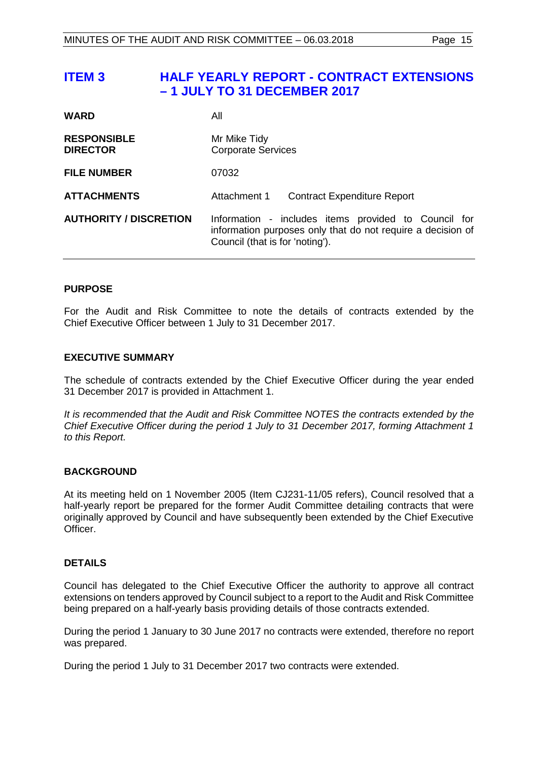# ITEM 3 HALF YEARLY REPORT - CONTRACT EXTENSIONS – 1 JULY TO 31 DECEMBER 2017

| | |
|---|---|
| **WARD** | All |
| **RESPONSIBLE DIRECTOR** | Mr Mike Tidy<br>Corporate Services |
| **FILE NUMBER** | 07032 |
| **ATTACHMENTS** | Attachment 1 Contract Expenditure Report |
| **AUTHORITY / DISCRETION** | Information - includes items provided to Council for information purposes only that do not require a decision of Council (that is for 'noting'). |

### PURPOSE

For the Audit and Risk Committee to note the details of contracts extended by the Chief Executive Officer between 1 July to 31 December 2017.

### EXECUTIVE SUMMARY

The schedule of contracts extended by the Chief Executive Officer during the year ended 31 December 2017 is provided in Attachment 1.

*It is recommended that the Audit and Risk Committee NOTES the contracts extended by the Chief Executive Officer during the period 1 July to 31 December 2017, forming Attachment 1 to this Report.*

### BACKGROUND

At its meeting held on 1 November 2005 (Item CJ231-11/05 refers), Council resolved that a half-yearly report be prepared for the former Audit Committee detailing contracts that were originally approved by Council and have subsequently been extended by the Chief Executive Officer.

### DETAILS

Council has delegated to the Chief Executive Officer the authority to approve all contract extensions on tenders approved by Council subject to a report to the Audit and Risk Committee being prepared on a half-yearly basis providing details of those contracts extended.

During the period 1 January to 30 June 2017 no contracts were extended, therefore no report was prepared.

During the period 1 July to 31 December 2017 two contracts were extended.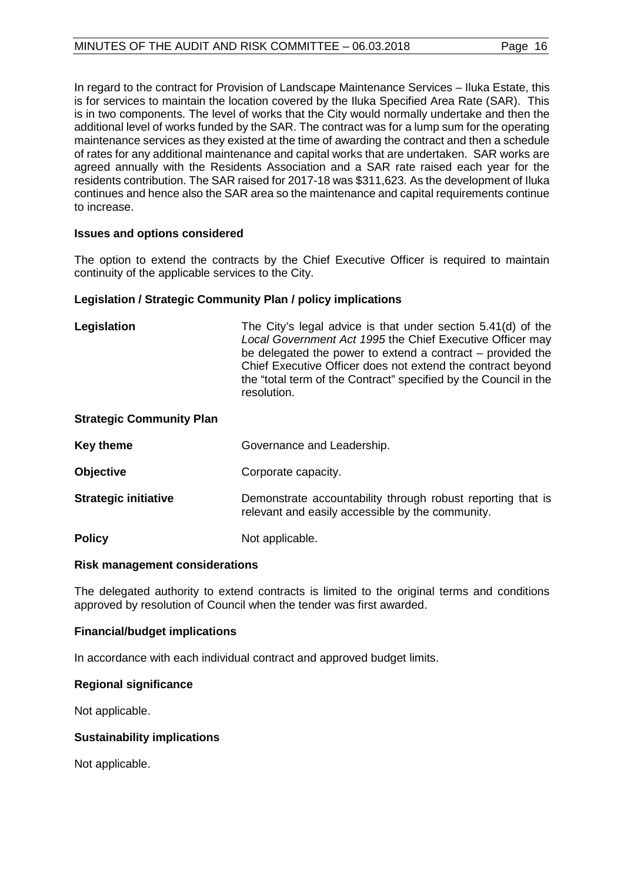In regard to the contract for Provision of Landscape Maintenance Services – Iluka Estate, this is for services to maintain the location covered by the Iluka Specified Area Rate (SAR). This is in two components. The level of works that the City would normally undertake and then the additional level of works funded by the SAR. The contract was for a lump sum for the operating maintenance services as they existed at the time of awarding the contract and then a schedule of rates for any additional maintenance and capital works that are undertaken. SAR works are agreed annually with the Residents Association and a SAR rate raised each year for the residents contribution. The SAR raised for 2017-18 was $311,623. As the development of Iluka continues and hence also the SAR area so the maintenance and capital requirements continue to increase.

### Issues and options considered

The option to extend the contracts by the Chief Executive Officer is required to maintain continuity of the applicable services to the City.

### Legislation / Strategic Community Plan / policy implications

**Legislation** The City's legal advice is that under section 5.41(d) of the *Local Government Act 1995* the Chief Executive Officer may be delegated the power to extend a contract – provided the Chief Executive Officer does not extend the contract beyond the "total term of the Contract" specified by the Council in the resolution.

**Strategic Community Plan**

**Key theme** Governance and Leadership.

**Objective** Corporate capacity.

**Strategic initiative** Demonstrate accountability through robust reporting that is relevant and easily accessible by the community.

**Policy** Not applicable.

### Risk management considerations

The delegated authority to extend contracts is limited to the original terms and conditions approved by resolution of Council when the tender was first awarded.

### Financial/budget implications

In accordance with each individual contract and approved budget limits.

### Regional significance

Not applicable.

### Sustainability implications

Not applicable.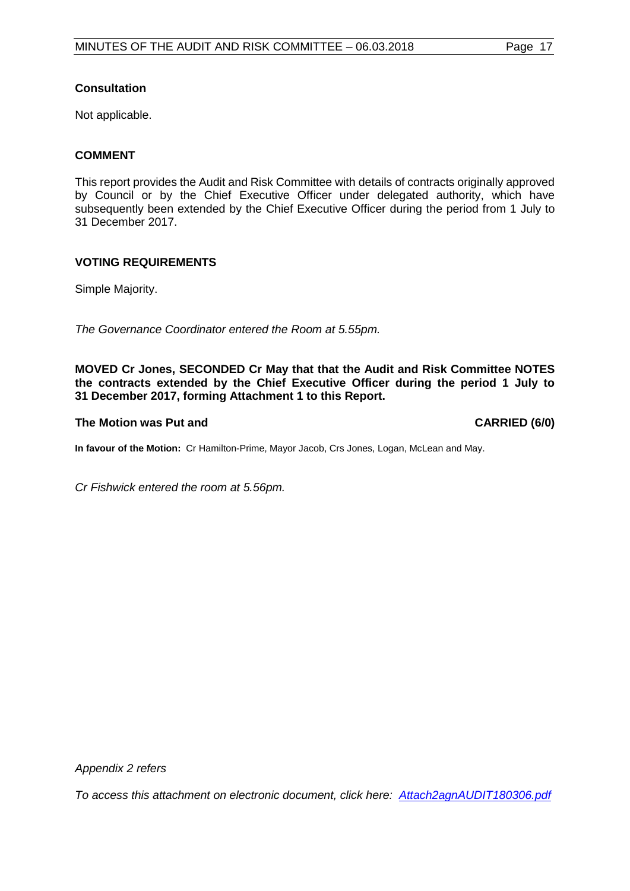### Consultation

Not applicable.

### COMMENT

This report provides the Audit and Risk Committee with details of contracts originally approved by Council or by the Chief Executive Officer under delegated authority, which have subsequently been extended by the Chief Executive Officer during the period from 1 July to 31 December 2017.

### VOTING REQUIREMENTS

Simple Majority.

*The Governance Coordinator entered the Room at 5.55pm.*

**MOVED Cr Jones, SECONDED Cr May that that the Audit and Risk Committee NOTES the contracts extended by the Chief Executive Officer during the period 1 July to 31 December 2017, forming Attachment 1 to this Report.**

**The Motion was Put and CARRIED (6/0)**

**In favour of the Motion:** Cr Hamilton-Prime, Mayor Jacob, Crs Jones, Logan, McLean and May.

*Cr Fishwick entered the room at 5.56pm.*

*Appendix 2 refers*

*To access this attachment on electronic document, click here: Attach2agnAUDIT180306.pdf*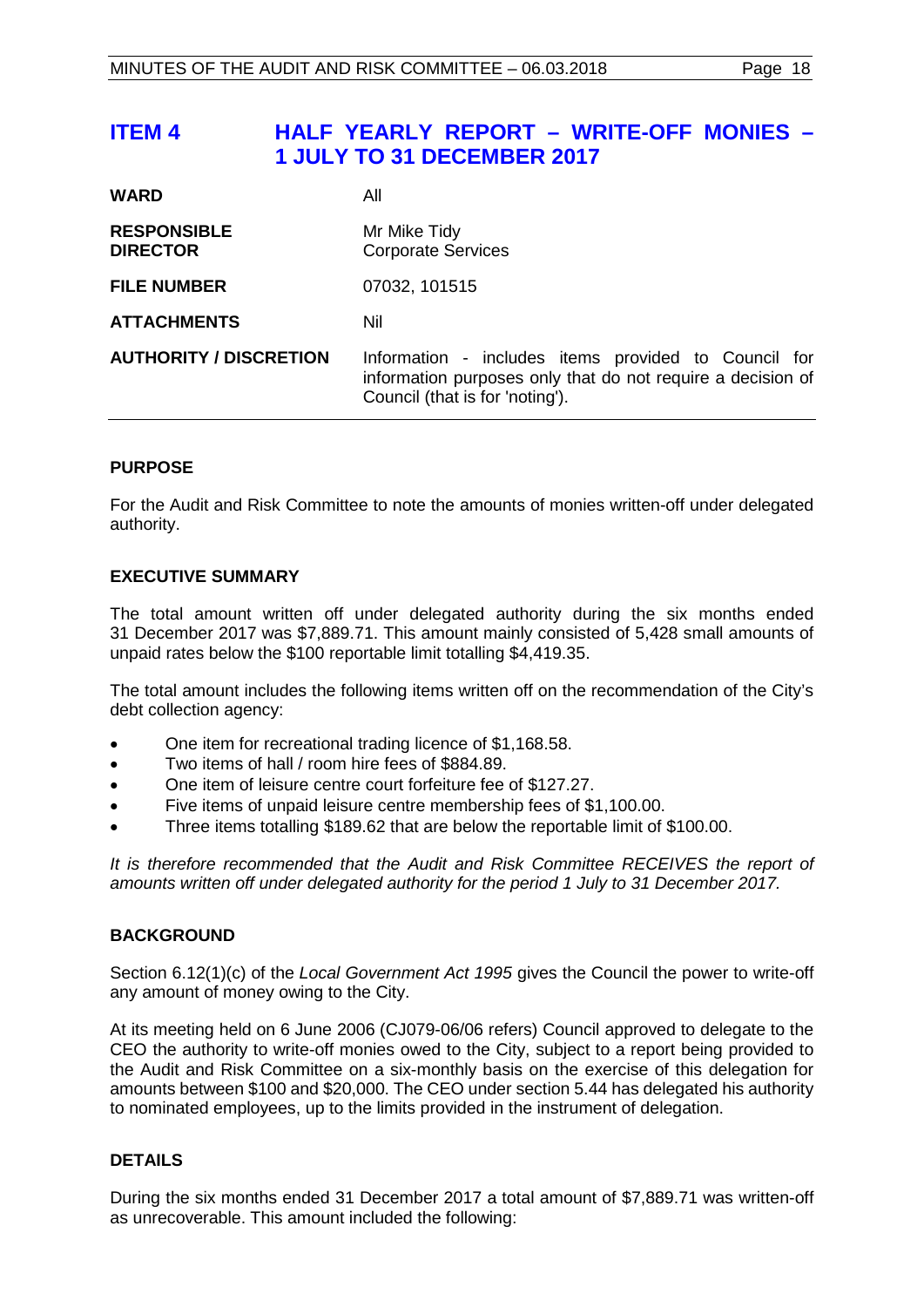# ITEM 4 HALF YEARLY REPORT – WRITE-OFF MONIES – 1 JULY TO 31 DECEMBER 2017

| | |
|---|---|
| **WARD** | All |
| **RESPONSIBLE DIRECTOR** | Mr Mike Tidy<br>Corporate Services |
| **FILE NUMBER** | 07032, 101515 |
| **ATTACHMENTS** | Nil |
| **AUTHORITY / DISCRETION** | Information - includes items provided to Council for information purposes only that do not require a decision of Council (that is for 'noting'). |

## PURPOSE

For the Audit and Risk Committee to note the amounts of monies written-off under delegated authority.

## EXECUTIVE SUMMARY

The total amount written off under delegated authority during the six months ended 31 December 2017 was $7,889.71. This amount mainly consisted of 5,428 small amounts of unpaid rates below the $100 reportable limit totalling $4,419.35.

The total amount includes the following items written off on the recommendation of the City's debt collection agency:

- One item for recreational trading licence of $1,168.58.
- Two items of hall / room hire fees of $884.89.
- One item of leisure centre court forfeiture fee of $127.27.
- Five items of unpaid leisure centre membership fees of $1,100.00.
- Three items totalling $189.62 that are below the reportable limit of $100.00.

*It is therefore recommended that the Audit and Risk Committee RECEIVES the report of amounts written off under delegated authority for the period 1 July to 31 December 2017.*

## BACKGROUND

Section 6.12(1)(c) of the *Local Government Act 1995* gives the Council the power to write-off any amount of money owing to the City.

At its meeting held on 6 June 2006 (CJ079-06/06 refers) Council approved to delegate to the CEO the authority to write-off monies owed to the City, subject to a report being provided to the Audit and Risk Committee on a six-monthly basis on the exercise of this delegation for amounts between $100 and $20,000. The CEO under section 5.44 has delegated his authority to nominated employees, up to the limits provided in the instrument of delegation.

## DETAILS

During the six months ended 31 December 2017 a total amount of $7,889.71 was written-off as unrecoverable. This amount included the following: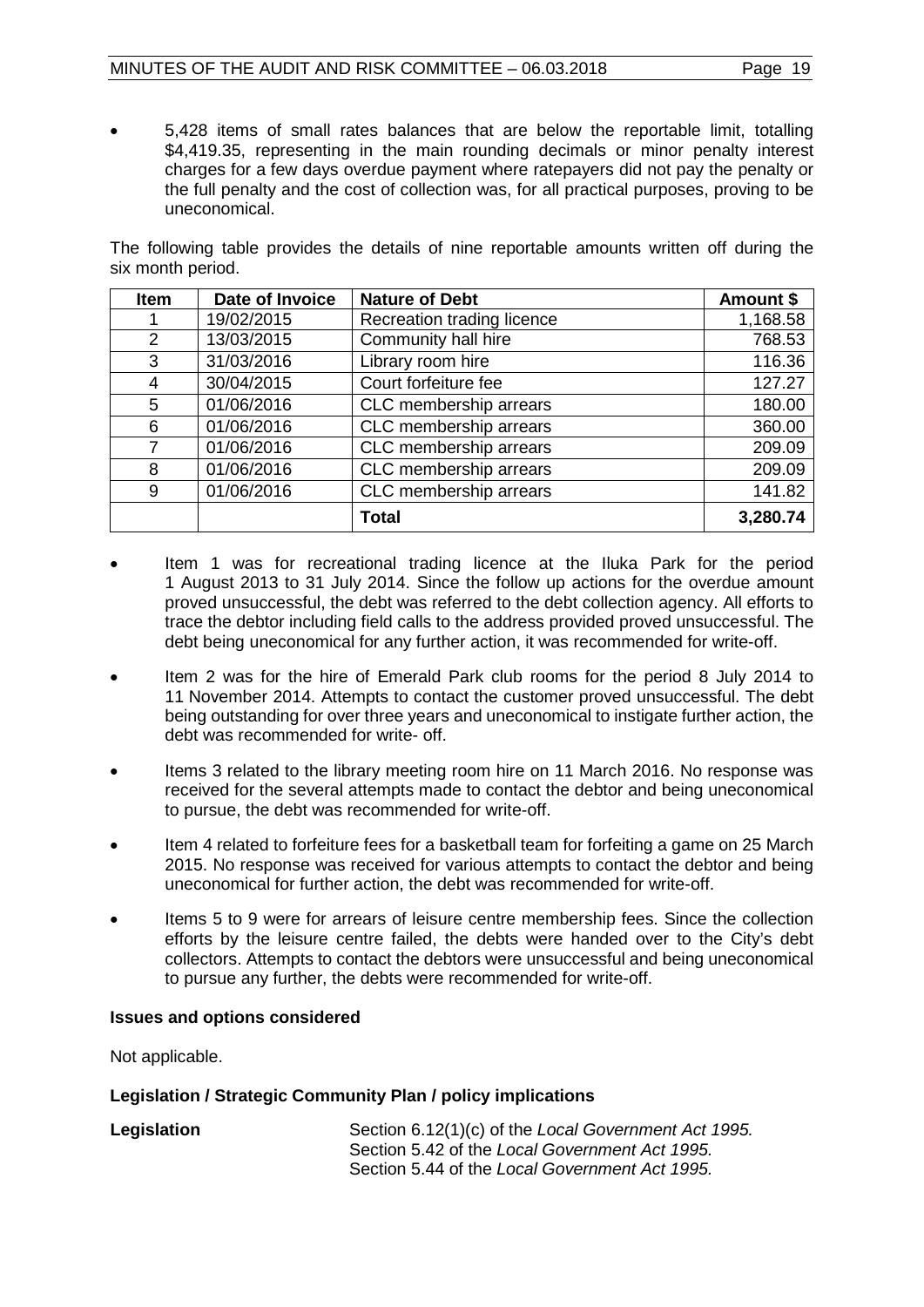- 5,428 items of small rates balances that are below the reportable limit, totalling $4,419.35, representing in the main rounding decimals or minor penalty interest charges for a few days overdue payment where ratepayers did not pay the penalty or the full penalty and the cost of collection was, for all practical purposes, proving to be uneconomical.

The following table provides the details of nine reportable amounts written off during the six month period.

| Item | Date of Invoice | Nature of Debt | Amount $ |
|---|---|---|---|
| 1 | 19/02/2015 | Recreation trading licence | 1,168.58 |
| 2 | 13/03/2015 | Community hall hire | 768.53 |
| 3 | 31/03/2016 | Library room hire | 116.36 |
| 4 | 30/04/2015 | Court forfeiture fee | 127.27 |
| 5 | 01/06/2016 | CLC membership arrears | 180.00 |
| 6 | 01/06/2016 | CLC membership arrears | 360.00 |
| 7 | 01/06/2016 | CLC membership arrears | 209.09 |
| 8 | 01/06/2016 | CLC membership arrears | 209.09 |
| 9 | 01/06/2016 | CLC membership arrears | 141.82 |
| | | **Total** | **3,280.74** |

- Item 1 was for recreational trading licence at the Iluka Park for the period 1 August 2013 to 31 July 2014. Since the follow up actions for the overdue amount proved unsuccessful, the debt was referred to the debt collection agency. All efforts to trace the debtor including field calls to the address provided proved unsuccessful. The debt being uneconomical for any further action, it was recommended for write-off.
- Item 2 was for the hire of Emerald Park club rooms for the period 8 July 2014 to 11 November 2014. Attempts to contact the customer proved unsuccessful. The debt being outstanding for over three years and uneconomical to instigate further action, the debt was recommended for write- off.
- Items 3 related to the library meeting room hire on 11 March 2016. No response was received for the several attempts made to contact the debtor and being uneconomical to pursue, the debt was recommended for write-off.
- Item 4 related to forfeiture fees for a basketball team for forfeiting a game on 25 March 2015. No response was received for various attempts to contact the debtor and being uneconomical for further action, the debt was recommended for write-off.
- Items 5 to 9 were for arrears of leisure centre membership fees. Since the collection efforts by the leisure centre failed, the debts were handed over to the City's debt collectors. Attempts to contact the debtors were unsuccessful and being uneconomical to pursue any further, the debts were recommended for write-off.

**Issues and options considered**

Not applicable.

**Legislation / Strategic Community Plan / policy implications**

| | |
|---|---|
| **Legislation** | Section 6.12(1)(c) of the *Local Government Act 1995.*<br>Section 5.42 of the *Local Government Act 1995.*<br>Section 5.44 of the *Local Government Act 1995.* |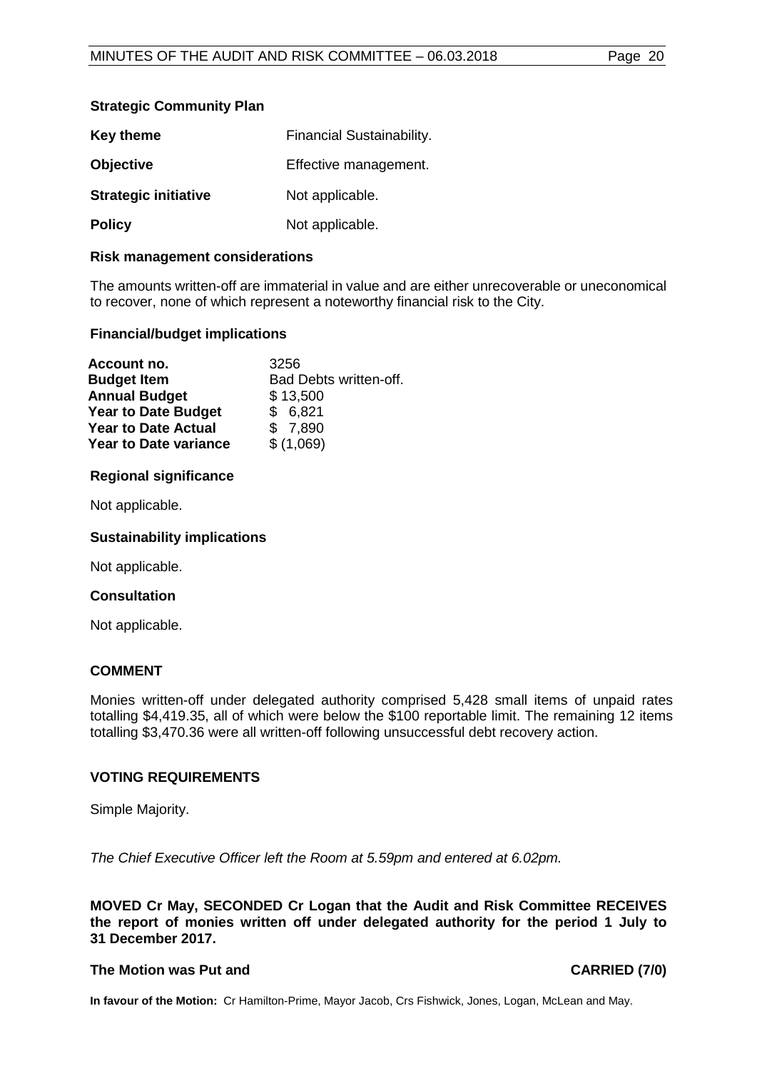**Strategic Community Plan**

| | |
|---|---|
| **Key theme** | Financial Sustainability. |
| **Objective** | Effective management. |
| **Strategic initiative** | Not applicable. |
| **Policy** | Not applicable. |

**Risk management considerations**

The amounts written-off are immaterial in value and are either unrecoverable or uneconomical to recover, none of which represent a noteworthy financial risk to the City.

**Financial/budget implications**

| | |
|---|---|
| **Account no.** | 3256 |
| **Budget Item** | Bad Debts written-off. |
| **Annual Budget** | $ 13,500 |
| **Year to Date Budget** | $ 6,821 |
| **Year to Date Actual** | $ 7,890 |
| **Year to Date variance** | $ (1,069) |

**Regional significance**

Not applicable.

**Sustainability implications**

Not applicable.

**Consultation**

Not applicable.

**COMMENT**

Monies written-off under delegated authority comprised 5,428 small items of unpaid rates totalling $4,419.35, all of which were below the $100 reportable limit. The remaining 12 items totalling $3,470.36 were all written-off following unsuccessful debt recovery action.

**VOTING REQUIREMENTS**

Simple Majority.

*The Chief Executive Officer left the Room at 5.59pm and entered at 6.02pm.*

**MOVED Cr May, SECONDED Cr Logan that the Audit and Risk Committee RECEIVES the report of monies written off under delegated authority for the period 1 July to 31 December 2017.**

**The Motion was Put and CARRIED (7/0)**

**In favour of the Motion:** Cr Hamilton-Prime, Mayor Jacob, Crs Fishwick, Jones, Logan, McLean and May.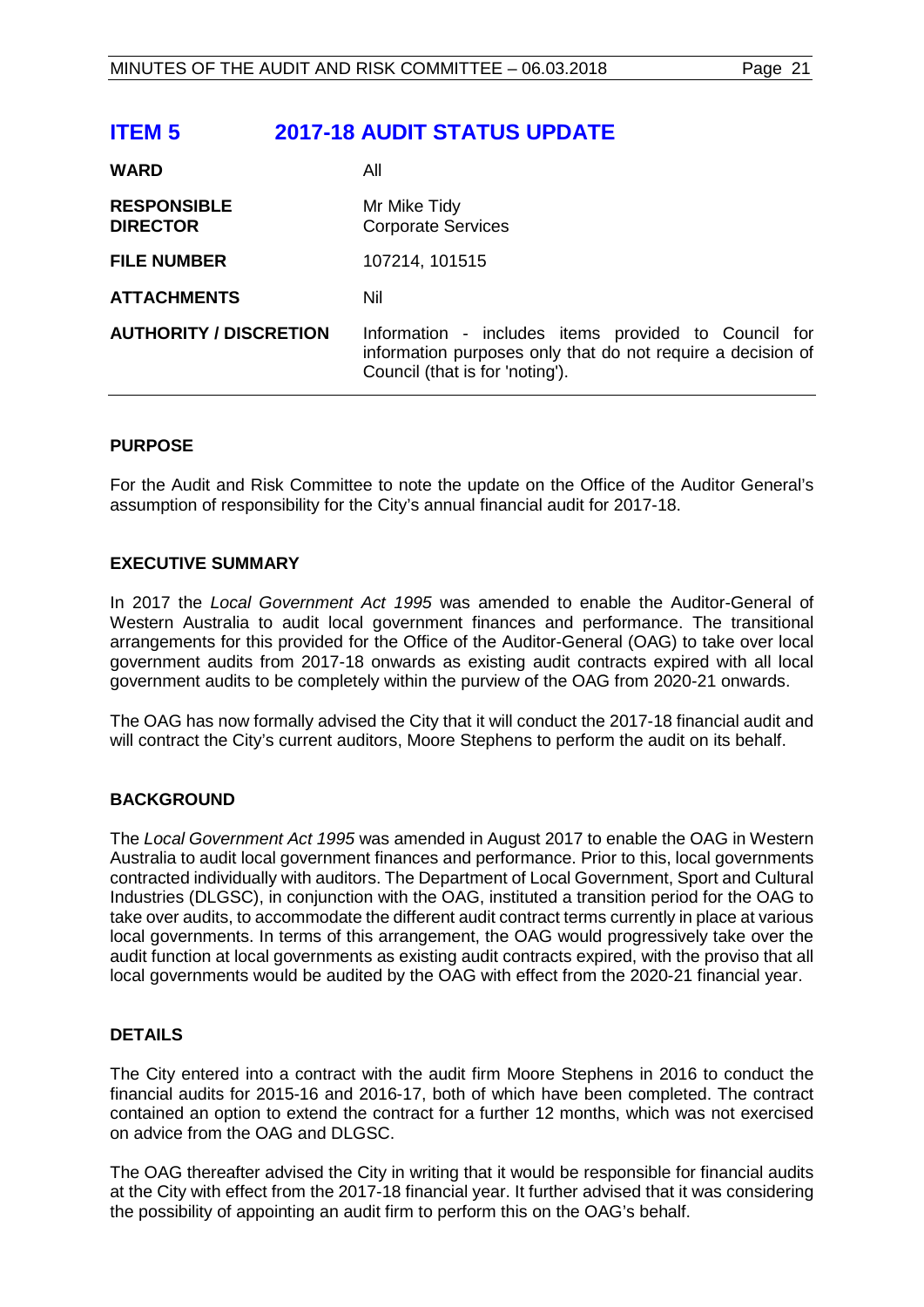# ITEM 5 2017-18 AUDIT STATUS UPDATE

| | |
|---|---|
| **WARD** | All |
| **RESPONSIBLE DIRECTOR** | Mr Mike Tidy<br>Corporate Services |
| **FILE NUMBER** | 107214, 101515 |
| **ATTACHMENTS** | Nil |
| **AUTHORITY / DISCRETION** | Information - includes items provided to Council for information purposes only that do not require a decision of Council (that is for 'noting'). |

## PURPOSE

For the Audit and Risk Committee to note the update on the Office of the Auditor General's assumption of responsibility for the City's annual financial audit for 2017-18.

## EXECUTIVE SUMMARY

In 2017 the *Local Government Act 1995* was amended to enable the Auditor-General of Western Australia to audit local government finances and performance. The transitional arrangements for this provided for the Office of the Auditor-General (OAG) to take over local government audits from 2017-18 onwards as existing audit contracts expired with all local government audits to be completely within the purview of the OAG from 2020-21 onwards.

The OAG has now formally advised the City that it will conduct the 2017-18 financial audit and will contract the City's current auditors, Moore Stephens to perform the audit on its behalf.

## BACKGROUND

The *Local Government Act 1995* was amended in August 2017 to enable the OAG in Western Australia to audit local government finances and performance. Prior to this, local governments contracted individually with auditors. The Department of Local Government, Sport and Cultural Industries (DLGSC), in conjunction with the OAG, instituted a transition period for the OAG to take over audits, to accommodate the different audit contract terms currently in place at various local governments. In terms of this arrangement, the OAG would progressively take over the audit function at local governments as existing audit contracts expired, with the proviso that all local governments would be audited by the OAG with effect from the 2020-21 financial year.

## DETAILS

The City entered into a contract with the audit firm Moore Stephens in 2016 to conduct the financial audits for 2015-16 and 2016-17, both of which have been completed. The contract contained an option to extend the contract for a further 12 months, which was not exercised on advice from the OAG and DLGSC.

The OAG thereafter advised the City in writing that it would be responsible for financial audits at the City with effect from the 2017-18 financial year. It further advised that it was considering the possibility of appointing an audit firm to perform this on the OAG's behalf.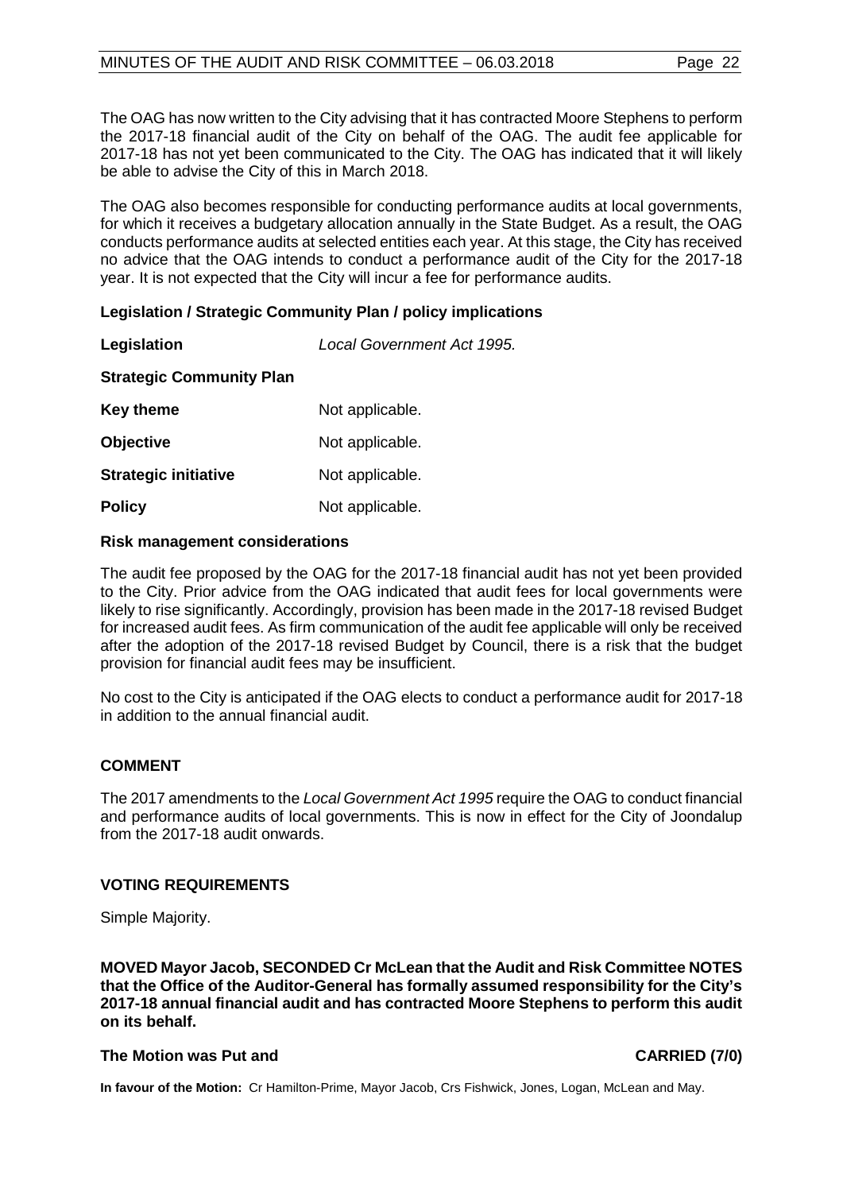The OAG has now written to the City advising that it has contracted Moore Stephens to perform the 2017-18 financial audit of the City on behalf of the OAG. The audit fee applicable for 2017-18 has not yet been communicated to the City. The OAG has indicated that it will likely be able to advise the City of this in March 2018.

The OAG also becomes responsible for conducting performance audits at local governments, for which it receives a budgetary allocation annually in the State Budget. As a result, the OAG conducts performance audits at selected entities each year. At this stage, the City has received no advice that the OAG intends to conduct a performance audit of the City for the 2017-18 year. It is not expected that the City will incur a fee for performance audits.

**Legislation / Strategic Community Plan / policy implications**

| | |
|---|---|
| **Legislation** | *Local Government Act 1995.* |
| **Strategic Community Plan** | |
| **Key theme** | Not applicable. |
| **Objective** | Not applicable. |
| **Strategic initiative** | Not applicable. |
| **Policy** | Not applicable. |

**Risk management considerations**

The audit fee proposed by the OAG for the 2017-18 financial audit has not yet been provided to the City. Prior advice from the OAG indicated that audit fees for local governments were likely to rise significantly. Accordingly, provision has been made in the 2017-18 revised Budget for increased audit fees. As firm communication of the audit fee applicable will only be received after the adoption of the 2017-18 revised Budget by Council, there is a risk that the budget provision for financial audit fees may be insufficient.

No cost to the City is anticipated if the OAG elects to conduct a performance audit for 2017-18 in addition to the annual financial audit.

## COMMENT

The 2017 amendments to the *Local Government Act 1995* require the OAG to conduct financial and performance audits of local governments. This is now in effect for the City of Joondalup from the 2017-18 audit onwards.

## VOTING REQUIREMENTS

Simple Majority.

**MOVED Mayor Jacob, SECONDED Cr McLean that the Audit and Risk Committee NOTES that the Office of the Auditor-General has formally assumed responsibility for the City's 2017-18 annual financial audit and has contracted Moore Stephens to perform this audit on its behalf.**

**The Motion was Put and CARRIED (7/0)**

**In favour of the Motion:** Cr Hamilton-Prime, Mayor Jacob, Crs Fishwick, Jones, Logan, McLean and May.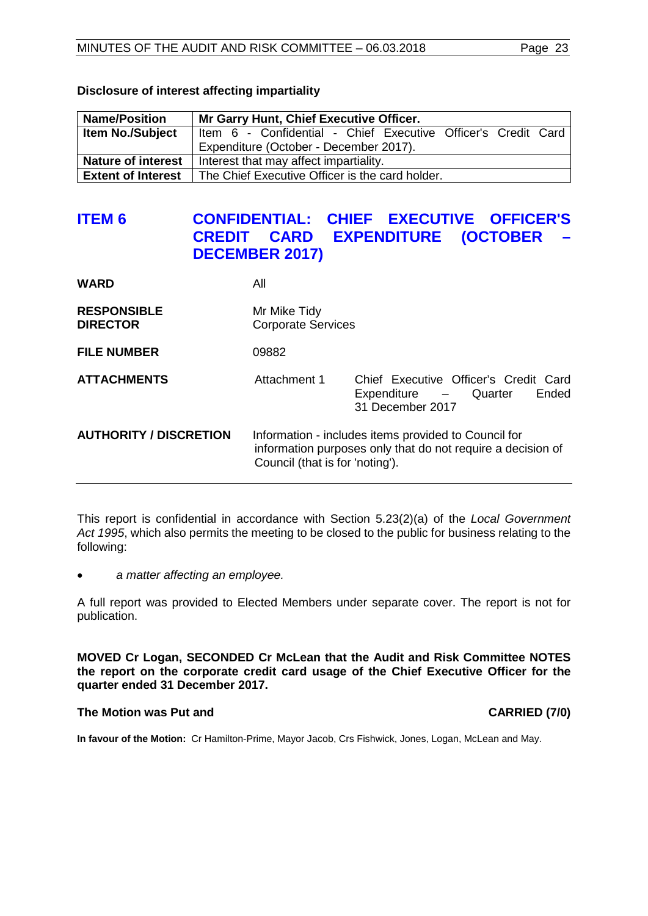**Disclosure of interest affecting impartiality**

| Name/Position | Mr Garry Hunt, Chief Executive Officer. |
|---|---|
| Item No./Subject | Item 6 - Confidential - Chief Executive Officer's Credit Card Expenditure (October - December 2017). |
| Nature of interest | Interest that may affect impartiality. |
| Extent of Interest | The Chief Executive Officer is the card holder. |

## ITEM 6 CONFIDENTIAL: CHIEF EXECUTIVE OFFICER'S CREDIT CARD EXPENDITURE (OCTOBER – DECEMBER 2017)

| | | |
|---|---|---|
| **WARD** | All | |
| **RESPONSIBLE DIRECTOR** | Mr Mike Tidy<br>Corporate Services | |
| **FILE NUMBER** | 09882 | |
| **ATTACHMENTS** | Attachment 1 | Chief Executive Officer's Credit Card Expenditure – Quarter Ended 31 December 2017 |
| **AUTHORITY / DISCRETION** | Information - includes items provided to Council for information purposes only that do not require a decision of Council (that is for 'noting'). | |

This report is confidential in accordance with Section 5.23(2)(a) of the *Local Government Act 1995*, which also permits the meeting to be closed to the public for business relating to the following:

- *a matter affecting an employee.*

A full report was provided to Elected Members under separate cover. The report is not for publication.

**MOVED Cr Logan, SECONDED Cr McLean that the Audit and Risk Committee NOTES the report on the corporate credit card usage of the Chief Executive Officer for the quarter ended 31 December 2017.**

**The Motion was Put and CARRIED (7/0)**

**In favour of the Motion:** Cr Hamilton-Prime, Mayor Jacob, Crs Fishwick, Jones, Logan, McLean and May.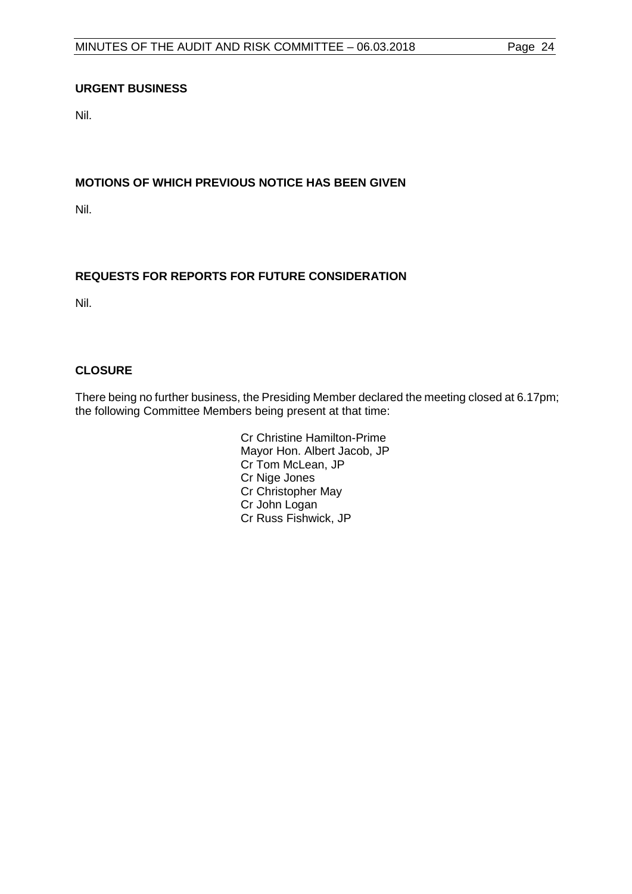## URGENT BUSINESS

Nil.

## MOTIONS OF WHICH PREVIOUS NOTICE HAS BEEN GIVEN

Nil.

## REQUESTS FOR REPORTS FOR FUTURE CONSIDERATION

Nil.

## CLOSURE

There being no further business, the Presiding Member declared the meeting closed at 6.17pm; the following Committee Members being present at that time:

Cr Christine Hamilton-Prime
Mayor Hon. Albert Jacob, JP
Cr Tom McLean, JP
Cr Nige Jones
Cr Christopher May
Cr John Logan
Cr Russ Fishwick, JP